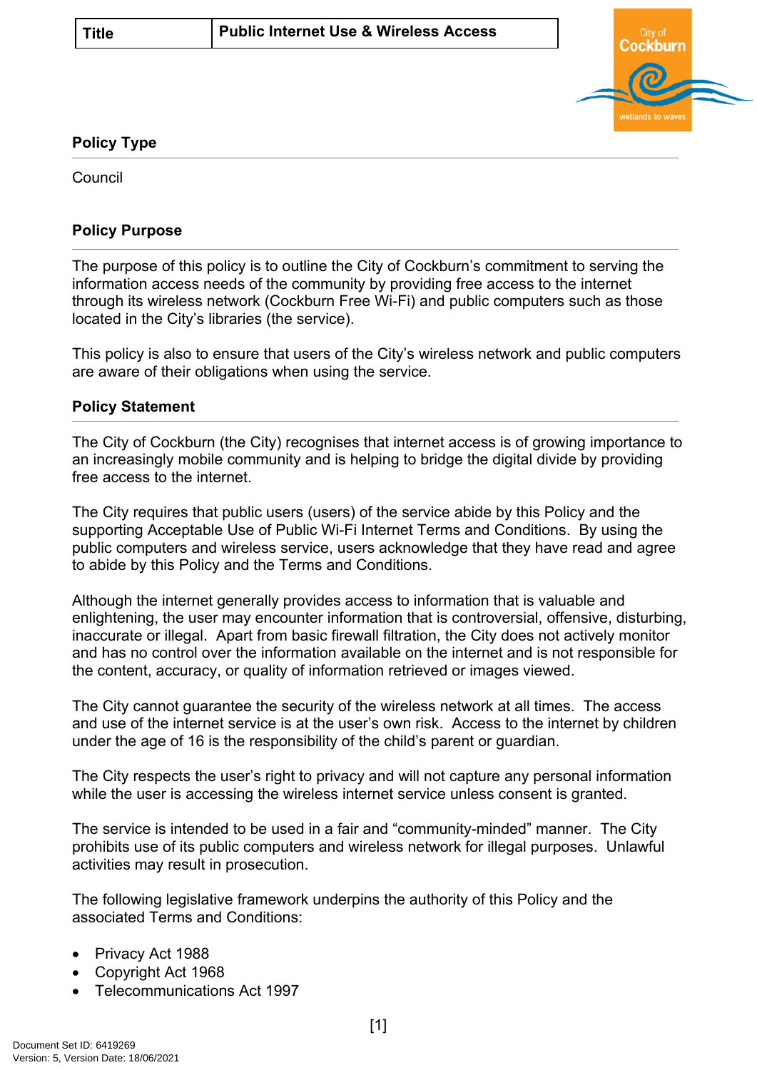| Title | Public Internet Use & Wireless Access |
| --- | --- |

## Policy Type

Council

## Policy Purpose

The purpose of this policy is to outline the City of Cockburn's commitment to serving the information access needs of the community by providing free access to the internet through its wireless network (Cockburn Free Wi-Fi) and public computers such as those located in the City's libraries (the service).

This policy is also to ensure that users of the City's wireless network and public computers are aware of their obligations when using the service.

## Policy Statement

The City of Cockburn (the City) recognises that internet access is of growing importance to an increasingly mobile community and is helping to bridge the digital divide by providing free access to the internet.

The City requires that public users (users) of the service abide by this Policy and the supporting Acceptable Use of Public Wi-Fi Internet Terms and Conditions. By using the public computers and wireless service, users acknowledge that they have read and agree to abide by this Policy and the Terms and Conditions.

Although the internet generally provides access to information that is valuable and enlightening, the user may encounter information that is controversial, offensive, disturbing, inaccurate or illegal. Apart from basic firewall filtration, the City does not actively monitor and has no control over the information available on the internet and is not responsible for the content, accuracy, or quality of information retrieved or images viewed.

The City cannot guarantee the security of the wireless network at all times. The access and use of the internet service is at the user's own risk. Access to the internet by children under the age of 16 is the responsibility of the child's parent or guardian.

The City respects the user's right to privacy and will not capture any personal information while the user is accessing the wireless internet service unless consent is granted.

The service is intended to be used in a fair and "community-minded" manner. The City prohibits use of its public computers and wireless network for illegal purposes. Unlawful activities may result in prosecution.

The following legislative framework underpins the authority of this Policy and the associated Terms and Conditions:

- Privacy Act 1988
- Copyright Act 1968
- Telecommunications Act 1997

Document Set ID: 6419269
Version: 5, Version Date: 18/06/2021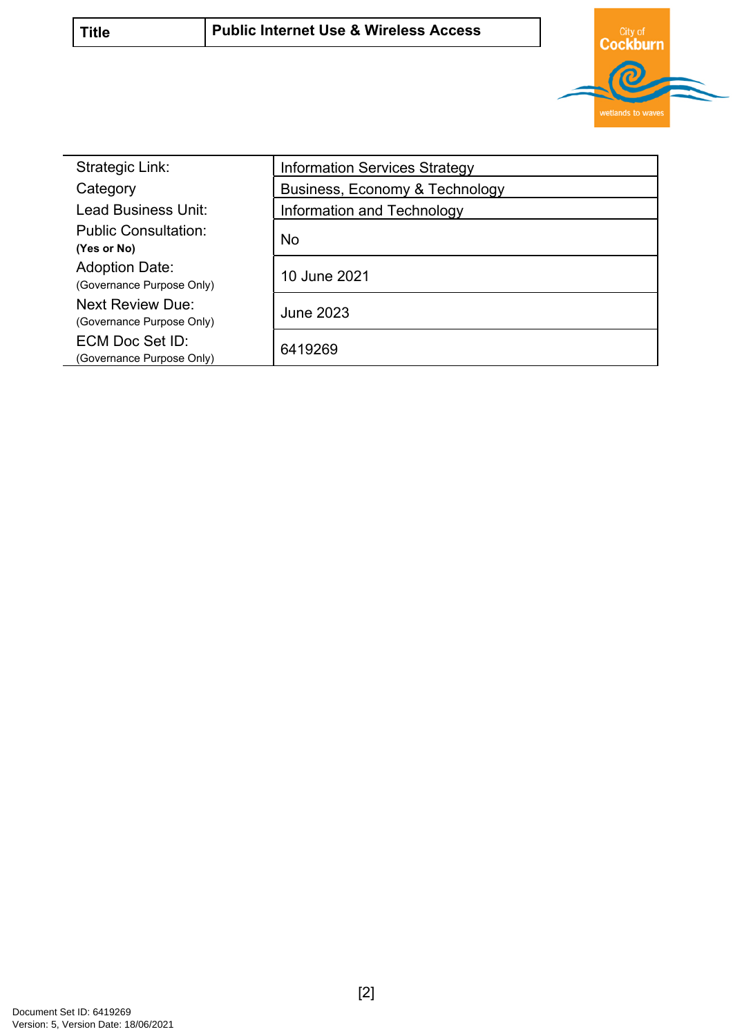| Title | Public Internet Use & Wireless Access |
|---|---|

| | |
|---|---|
| Strategic Link: | Information Services Strategy |
| Category | Business, Economy & Technology |
| Lead Business Unit: | Information and Technology |
| Public Consultation: **(Yes or No)** | No |
| Adoption Date: (Governance Purpose Only) | 10 June 2021 |
| Next Review Due: (Governance Purpose Only) | June 2023 |
| ECM Doc Set ID: (Governance Purpose Only) | 6419269 |